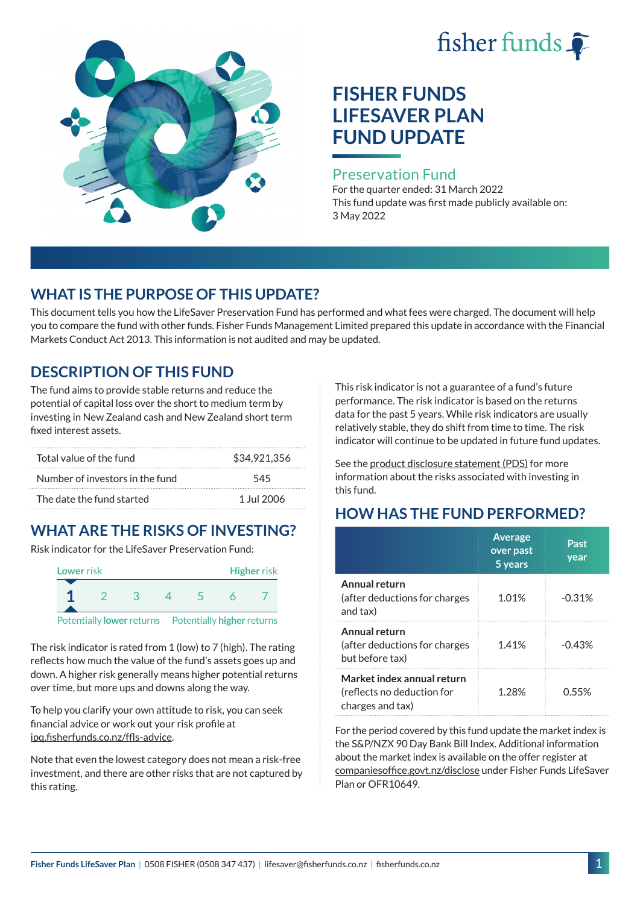fisher funds

# FISHER FUNDS LIFESAVER PLAN FUND UPDATE

## Preservation Fund

For the quarter ended: 31 March 2022

This fund update was first made publicly available on: 3 May 2022

## WHAT IS THE PURPOSE OF THIS UPDATE?

This document tells you how the LifeSaver Preservation Fund has performed and what fees were charged. The document will help you to compare the fund with other funds. Fisher Funds Management Limited prepared this update in accordance with the Financial Markets Conduct Act 2013. This information is not audited and may be updated.

## DESCRIPTION OF THIS FUND

The fund aims to provide stable returns and reduce the potential of capital loss over the short to medium term by investing in New Zealand cash and New Zealand short term fixed interest assets.

| | |
|---|---|
| Total value of the fund | $34,921,356 |
| Number of investors in the fund | 545 |
| The date the fund started | 1 Jul 2006 |

## WHAT ARE THE RISKS OF INVESTING?

Risk indicator for the LifeSaver Preservation Fund:

| Lower risk | | | | | | Higher risk |
|---|---|---|---|---|---|---|
| **1** | 2 | 3 | 4 | 5 | 6 | 7 |

Potentially **lower** returns — Potentially **higher** returns

The risk indicator is rated from 1 (low) to 7 (high). The rating reflects how much the value of the fund's assets goes up and down. A higher risk generally means higher potential returns over time, but more ups and downs along the way.

To help you clarify your own attitude to risk, you can seek financial advice or work out your risk profile at ipq.fisherfunds.co.nz/ffls-advice.

Note that even the lowest category does not mean a risk-free investment, and there are other risks that are not captured by this rating.

This risk indicator is not a guarantee of a fund's future performance. The risk indicator is based on the returns data for the past 5 years. While risk indicators are usually relatively stable, they do shift from time to time. The risk indicator will continue to be updated in future fund updates.

See the product disclosure statement (PDS) for more information about the risks associated with investing in this fund.

## HOW HAS THE FUND PERFORMED?

| | Average over past 5 years | Past year |
|---|---|---|
| **Annual return** (after deductions for charges and tax) | 1.01% | -0.31% |
| **Annual return** (after deductions for charges but before tax) | 1.41% | -0.43% |
| **Market index annual return** (reflects no deduction for charges and tax) | 1.28% | 0.55% |

For the period covered by this fund update the market index is the S&P/NZX 90 Day Bank Bill Index. Additional information about the market index is available on the offer register at companiesoffice.govt.nz/disclose under Fisher Funds LifeSaver Plan or OFR10649.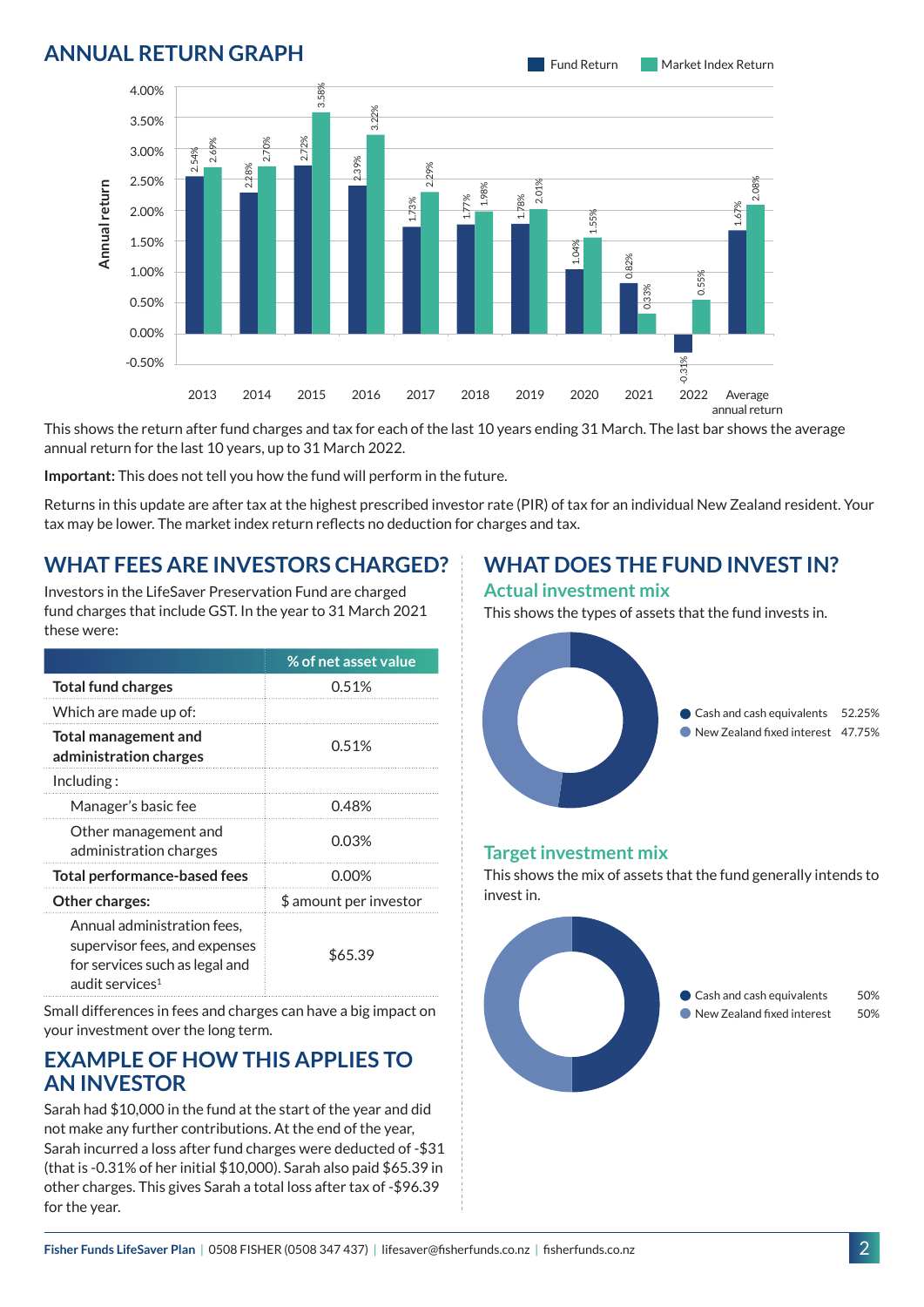## ANNUAL RETURN GRAPH

| Year | Fund Return | Market Index Return |
|---|---|---|
| 2013 | 2.54% | 2.69% |
| 2014 | 2.28% | 2.70% |
| 2015 | 2.72% | 3.58% |
| 2016 | 2.39% | 3.22% |
| 2017 | 1.73% | 2.29% |
| 2018 | 1.77% | 1.98% |
| 2019 | 1.78% | 2.01% |
| 2020 | 1.04% | 1.55% |
| 2021 | 0.82% | 0.33% |
| 2022 | -0.31% | 0.55% |
| Average annual return | 1.67% | 2.08% |

This shows the return after fund charges and tax for each of the last 10 years ending 31 March. The last bar shows the average annual return for the last 10 years, up to 31 March 2022.

**Important:** This does not tell you how the fund will perform in the future.

Returns in this update are after tax at the highest prescribed investor rate (PIR) of tax for an individual New Zealand resident. Your tax may be lower. The market index return reflects no deduction for charges and tax.

## WHAT FEES ARE INVESTORS CHARGED?

Investors in the LifeSaver Preservation Fund are charged fund charges that include GST. In the year to 31 March 2021 these were:

| | % of net asset value |
|---|---|
| **Total fund charges** | 0.51% |
| Which are made up of: | |
| **Total management and administration charges** | 0.51% |
| Including : | |
| Manager's basic fee | 0.48% |
| Other management and administration charges | 0.03% |
| **Total performance-based fees** | 0.00% |
| **Other charges:** | $ amount per investor |
| Annual administration fees, supervisor fees, and expenses for services such as legal and audit services[1] | $65.39 |

Small differences in fees and charges can have a big impact on your investment over the long term.

## EXAMPLE OF HOW THIS APPLIES TO AN INVESTOR

Sarah had $10,000 in the fund at the start of the year and did not make any further contributions. At the end of the year, Sarah incurred a loss after fund charges were deducted of -$31 (that is -0.31% of her initial $10,000). Sarah also paid $65.39 in other charges. This gives Sarah a total loss after tax of -$96.39 for the year.

## WHAT DOES THE FUND INVEST IN?

### Actual investment mix

This shows the types of assets that the fund invests in.

| Asset | % |
|---|---|
| Cash and cash equivalents | 52.25% |
| New Zealand fixed interest | 47.75% |

### Target investment mix

This shows the mix of assets that the fund generally intends to invest in.

| Asset | % |
|---|---|
| Cash and cash equivalents | 50% |
| New Zealand fixed interest | 50% |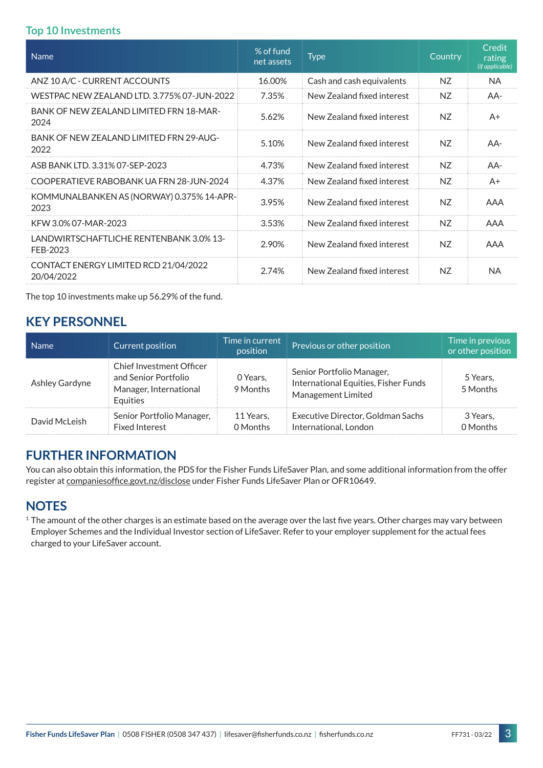## Top 10 Investments

| Name | % of fund net assets | Type | Country | Credit rating *(if applicable)* |
|---|---|---|---|---|
| ANZ 10 A/C - CURRENT ACCOUNTS | 16.00% | Cash and cash equivalents | NZ | NA |
| WESTPAC NEW ZEALAND LTD. 3.775% 07-JUN-2022 | 7.35% | New Zealand fixed interest | NZ | AA- |
| BANK OF NEW ZEALAND LIMITED FRN 18-MAR-2024 | 5.62% | New Zealand fixed interest | NZ | A+ |
| BANK OF NEW ZEALAND LIMITED FRN 29-AUG-2022 | 5.10% | New Zealand fixed interest | NZ | AA- |
| ASB BANK LTD. 3.31% 07-SEP-2023 | 4.73% | New Zealand fixed interest | NZ | AA- |
| COOPERATIEVE RABOBANK UA FRN 28-JUN-2024 | 4.37% | New Zealand fixed interest | NZ | A+ |
| KOMMUNALBANKEN AS (NORWAY) 0.375% 14-APR-2023 | 3.95% | New Zealand fixed interest | NZ | AAA |
| KFW 3.0% 07-MAR-2023 | 3.53% | New Zealand fixed interest | NZ | AAA |
| LANDWIRTSCHAFTLICHE RENTENBANK 3.0% 13-FEB-2023 | 2.90% | New Zealand fixed interest | NZ | AAA |
| CONTACT ENERGY LIMITED RCD 21/04/2022 20/04/2022 | 2.74% | New Zealand fixed interest | NZ | NA |

The top 10 investments make up 56.29% of the fund.

## KEY PERSONNEL

| Name | Current position | Time in current position | Previous or other position | Time in previous or other position |
|---|---|---|---|---|
| Ashley Gardyne | Chief Investment Officer and Senior Portfolio Manager, International Equities | 0 Years, 9 Months | Senior Portfolio Manager, International Equities, Fisher Funds Management Limited | 5 Years, 5 Months |
| David McLeish | Senior Portfolio Manager, Fixed Interest | 11 Years, 0 Months | Executive Director, Goldman Sachs International, London | 3 Years, 0 Months |

## FURTHER INFORMATION

You can also obtain this information, the PDS for the Fisher Funds LifeSaver Plan, and some additional information from the offer register at companiesoffice.govt.nz/disclose under Fisher Funds LifeSaver Plan or OFR10649.

## NOTES

[1] The amount of the other charges is an estimate based on the average over the last five years. Other charges may vary between Employer Schemes and the Individual Investor section of LifeSaver. Refer to your employer supplement for the actual fees charged to your LifeSaver account.